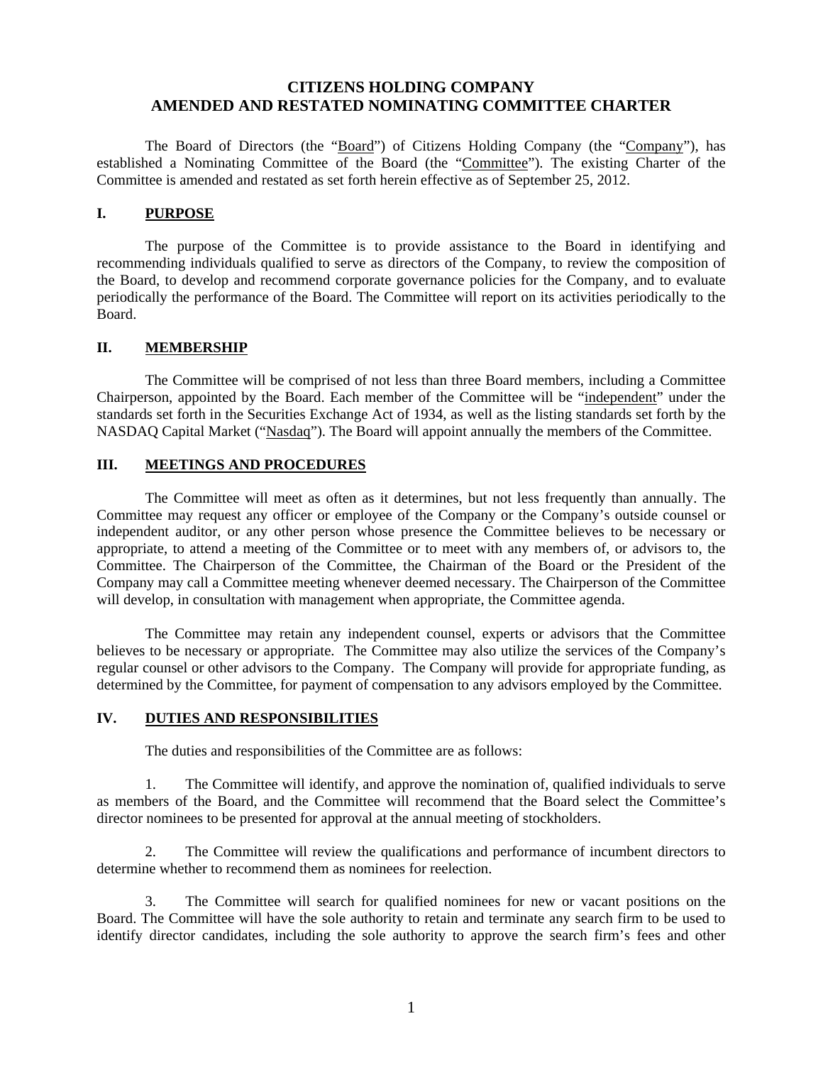# CITIZENS HOLDING COMPANY
# AMENDED AND RESTATED NOMINATING COMMITTEE CHARTER

The Board of Directors (the "Board") of Citizens Holding Company (the "Company"), has established a Nominating Committee of the Board (the "Committee"). The existing Charter of the Committee is amended and restated as set forth herein effective as of September 25, 2012.

## I. PURPOSE

The purpose of the Committee is to provide assistance to the Board in identifying and recommending individuals qualified to serve as directors of the Company, to review the composition of the Board, to develop and recommend corporate governance policies for the Company, and to evaluate periodically the performance of the Board. The Committee will report on its activities periodically to the Board.

## II. MEMBERSHIP

The Committee will be comprised of not less than three Board members, including a Committee Chairperson, appointed by the Board. Each member of the Committee will be "independent" under the standards set forth in the Securities Exchange Act of 1934, as well as the listing standards set forth by the NASDAQ Capital Market ("Nasdaq"). The Board will appoint annually the members of the Committee.

## III. MEETINGS AND PROCEDURES

The Committee will meet as often as it determines, but not less frequently than annually. The Committee may request any officer or employee of the Company or the Company's outside counsel or independent auditor, or any other person whose presence the Committee believes to be necessary or appropriate, to attend a meeting of the Committee or to meet with any members of, or advisors to, the Committee. The Chairperson of the Committee, the Chairman of the Board or the President of the Company may call a Committee meeting whenever deemed necessary. The Chairperson of the Committee will develop, in consultation with management when appropriate, the Committee agenda.

The Committee may retain any independent counsel, experts or advisors that the Committee believes to be necessary or appropriate. The Committee may also utilize the services of the Company's regular counsel or other advisors to the Company. The Company will provide for appropriate funding, as determined by the Committee, for payment of compensation to any advisors employed by the Committee.

## IV. DUTIES AND RESPONSIBILITIES

The duties and responsibilities of the Committee are as follows:

1. The Committee will identify, and approve the nomination of, qualified individuals to serve as members of the Board, and the Committee will recommend that the Board select the Committee's director nominees to be presented for approval at the annual meeting of stockholders.

2. The Committee will review the qualifications and performance of incumbent directors to determine whether to recommend them as nominees for reelection.

3. The Committee will search for qualified nominees for new or vacant positions on the Board. The Committee will have the sole authority to retain and terminate any search firm to be used to identify director candidates, including the sole authority to approve the search firm's fees and other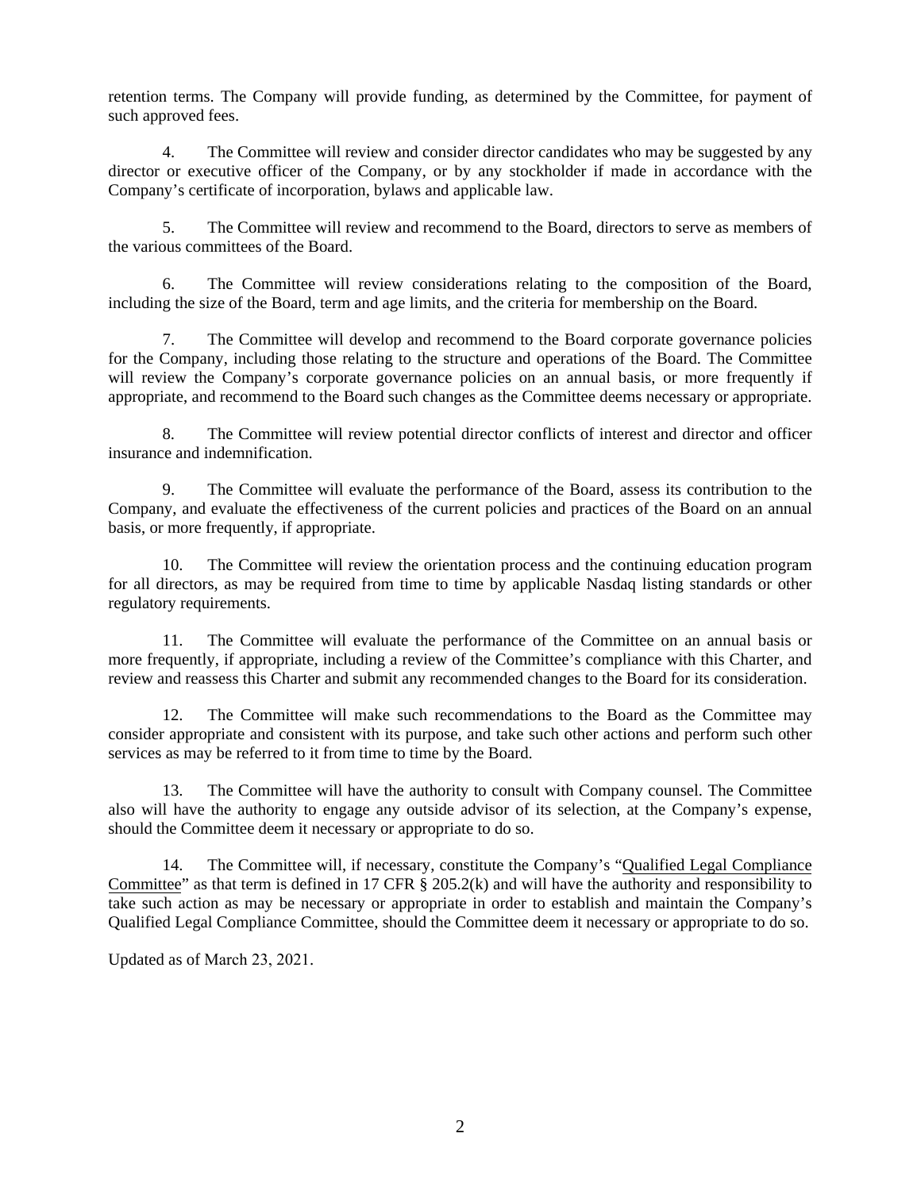retention terms. The Company will provide funding, as determined by the Committee, for payment of such approved fees.

4. The Committee will review and consider director candidates who may be suggested by any director or executive officer of the Company, or by any stockholder if made in accordance with the Company's certificate of incorporation, bylaws and applicable law.

5. The Committee will review and recommend to the Board, directors to serve as members of the various committees of the Board.

6. The Committee will review considerations relating to the composition of the Board, including the size of the Board, term and age limits, and the criteria for membership on the Board.

7. The Committee will develop and recommend to the Board corporate governance policies for the Company, including those relating to the structure and operations of the Board. The Committee will review the Company's corporate governance policies on an annual basis, or more frequently if appropriate, and recommend to the Board such changes as the Committee deems necessary or appropriate.

8. The Committee will review potential director conflicts of interest and director and officer insurance and indemnification.

9. The Committee will evaluate the performance of the Board, assess its contribution to the Company, and evaluate the effectiveness of the current policies and practices of the Board on an annual basis, or more frequently, if appropriate.

10. The Committee will review the orientation process and the continuing education program for all directors, as may be required from time to time by applicable Nasdaq listing standards or other regulatory requirements.

11. The Committee will evaluate the performance of the Committee on an annual basis or more frequently, if appropriate, including a review of the Committee's compliance with this Charter, and review and reassess this Charter and submit any recommended changes to the Board for its consideration.

12. The Committee will make such recommendations to the Board as the Committee may consider appropriate and consistent with its purpose, and take such other actions and perform such other services as may be referred to it from time to time by the Board.

13. The Committee will have the authority to consult with Company counsel. The Committee also will have the authority to engage any outside advisor of its selection, at the Company's expense, should the Committee deem it necessary or appropriate to do so.

14. The Committee will, if necessary, constitute the Company's "Qualified Legal Compliance Committee" as that term is defined in 17 CFR § 205.2(k) and will have the authority and responsibility to take such action as may be necessary or appropriate in order to establish and maintain the Company's Qualified Legal Compliance Committee, should the Committee deem it necessary or appropriate to do so.

Updated as of March 23, 2021.